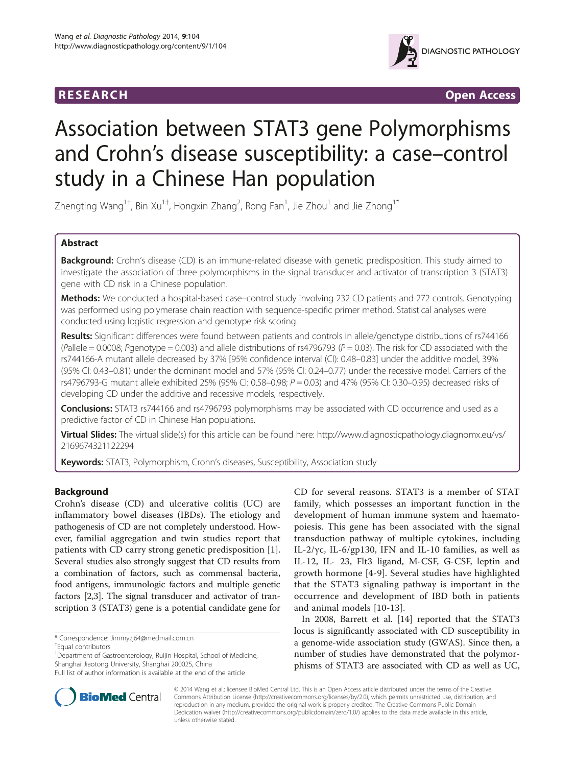**RESEARCH** **Open Access**

# Association between STAT3 gene Polymorphisms and Crohn's disease susceptibility: a case–control study in a Chinese Han population

Zhengting Wang[1†], Bin Xu[1†], Hongxin Zhang[2], Rong Fan[1], Jie Zhou[1] and Jie Zhong[1*]

## Abstract

**Background:** Crohn's disease (CD) is an immune-related disease with genetic predisposition. This study aimed to investigate the association of three polymorphisms in the signal transducer and activator of transcription 3 (STAT3) gene with CD risk in a Chinese population.

**Methods:** We conducted a hospital-based case–control study involving 232 CD patients and 272 controls. Genotyping was performed using polymerase chain reaction with sequence-specific primer method. Statistical analyses were conducted using logistic regression and genotype risk scoring.

**Results:** Significant differences were found between patients and controls in allele/genotype distributions of rs744166 ($P_{allele} = 0.0008$; $P_{genotype} = 0.003$) and allele distributions of rs4796793 ($P = 0.03$). The risk for CD associated with the rs744166-A mutant allele decreased by 37% [95% confidence interval (CI): 0.48–0.83] under the additive model, 39% (95% CI: 0.43–0.81) under the dominant model and 57% (95% CI: 0.24–0.77) under the recessive model. Carriers of the rs4796793-G mutant allele exhibited 25% (95% CI: 0.58–0.98; $P = 0.03$) and 47% (95% CI: 0.30–0.95) decreased risks of developing CD under the additive and recessive models, respectively.

**Conclusions:** STAT3 rs744166 and rs4796793 polymorphisms may be associated with CD occurrence and used as a predictive factor of CD in Chinese Han populations.

**Virtual Slides:** The virtual slide(s) for this article can be found here: http://www.diagnosticpathology.diagnomx.eu/vs/2169674321122294

**Keywords:** STAT3, Polymorphism, Crohn's diseases, Susceptibility, Association study

## Background

Crohn's disease (CD) and ulcerative colitis (UC) are inflammatory bowel diseases (IBDs). The etiology and pathogenesis of CD are not completely understood. However, familial aggregation and twin studies report that patients with CD carry strong genetic predisposition [1]. Several studies also strongly suggest that CD results from a combination of factors, such as commensal bacteria, food antigens, immunologic factors and multiple genetic factors [2,3]. The signal transducer and activator of transcription 3 (STAT3) gene is a potential candidate gene for CD for several reasons. STAT3 is a member of STAT family, which possesses an important function in the development of human immune system and haematopoiesis. This gene has been associated with the signal transduction pathway of multiple cytokines, including IL-2/γc, IL-6/gp130, IFN and IL-10 families, as well as IL-12, IL- 23, Flt3 ligand, M-CSF, G-CSF, leptin and growth hormone [4-9]. Several studies have highlighted that the STAT3 signaling pathway is important in the occurrence and development of IBD both in patients and animal models [10-13].

In 2008, Barrett et al. [14] reported that the STAT3 locus is significantly associated with CD susceptibility in a genome-wide association study (GWAS). Since then, a number of studies have demonstrated that the polymorphisms of STAT3 are associated with CD as well as UC,

\* Correspondence: Jimmyzj64@medmail.com.cn
†Equal contributors
[1]Department of Gastroenterology, Ruijin Hospital, School of Medicine, Shanghai Jiaotong University, Shanghai 200025, China
Full list of author information is available at the end of the article

© 2014 Wang et al.; licensee BioMed Central Ltd. This is an Open Access article distributed under the terms of the Creative Commons Attribution License (http://creativecommons.org/licenses/by/2.0), which permits unrestricted use, distribution, and reproduction in any medium, provided the original work is properly credited. The Creative Commons Public Domain Dedication waiver (http://creativecommons.org/publicdomain/zero/1.0/) applies to the data made available in this article, unless otherwise stated.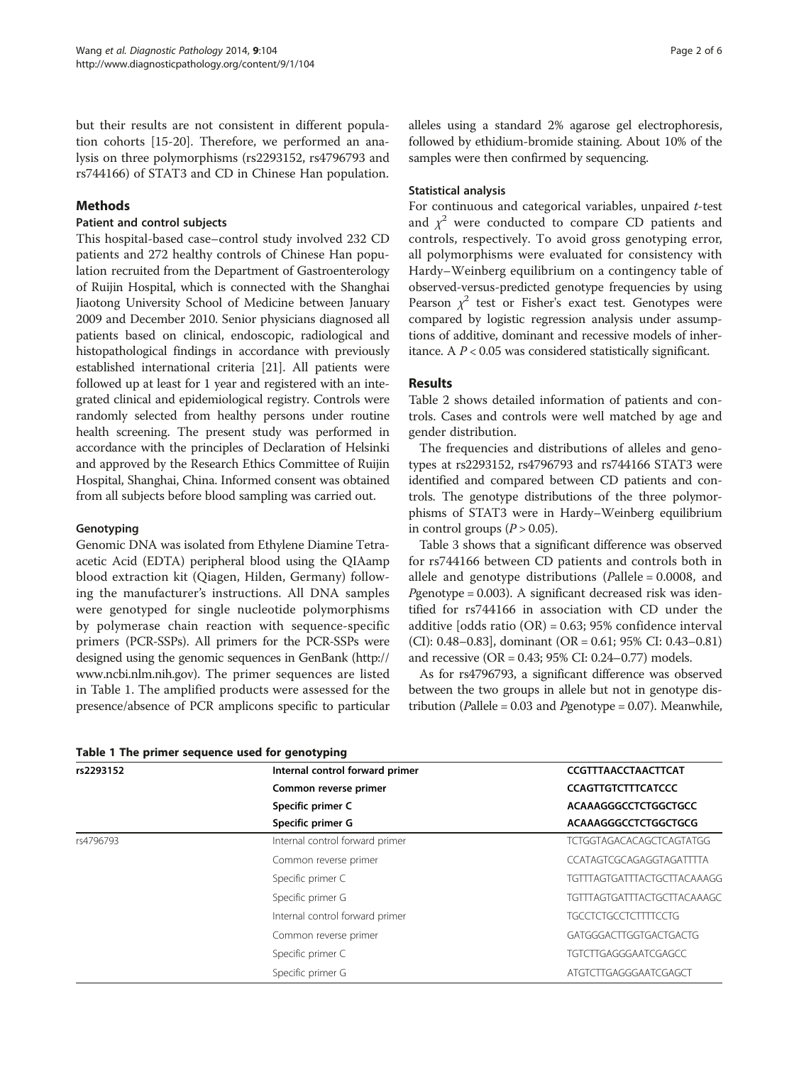but their results are not consistent in different population cohorts [15-20]. Therefore, we performed an analysis on three polymorphisms (rs2293152, rs4796793 and rs744166) of STAT3 and CD in Chinese Han population.

## Methods

### Patient and control subjects

This hospital-based case–control study involved 232 CD patients and 272 healthy controls of Chinese Han population recruited from the Department of Gastroenterology of Ruijin Hospital, which is connected with the Shanghai Jiaotong University School of Medicine between January 2009 and December 2010. Senior physicians diagnosed all patients based on clinical, endoscopic, radiological and histopathological findings in accordance with previously established international criteria [21]. All patients were followed up at least for 1 year and registered with an integrated clinical and epidemiological registry. Controls were randomly selected from healthy persons under routine health screening. The present study was performed in accordance with the principles of Declaration of Helsinki and approved by the Research Ethics Committee of Ruijin Hospital, Shanghai, China. Informed consent was obtained from all subjects before blood sampling was carried out.

### Genotyping

Genomic DNA was isolated from Ethylene Diamine Tetraacetic Acid (EDTA) peripheral blood using the QIAamp blood extraction kit (Qiagen, Hilden, Germany) following the manufacturer's instructions. All DNA samples were genotyped for single nucleotide polymorphisms by polymerase chain reaction with sequence-specific primers (PCR-SSPs). All primers for the PCR-SSPs were designed using the genomic sequences in GenBank (http://www.ncbi.nlm.nih.gov). The primer sequences are listed in Table 1. The amplified products were assessed for the presence/absence of PCR amplicons specific to particular alleles using a standard 2% agarose gel electrophoresis, followed by ethidium-bromide staining. About 10% of the samples were then confirmed by sequencing.

### Statistical analysis

For continuous and categorical variables, unpaired *t*-test and $\chi^2$ were conducted to compare CD patients and controls, respectively. To avoid gross genotyping error, all polymorphisms were evaluated for consistency with Hardy–Weinberg equilibrium on a contingency table of observed-versus-predicted genotype frequencies by using Pearson $\chi^2$ test or Fisher's exact test. Genotypes were compared by logistic regression analysis under assumptions of additive, dominant and recessive models of inheritance. A $P < 0.05$ was considered statistically significant.

## Results

Table 2 shows detailed information of patients and controls. Cases and controls were well matched by age and gender distribution.

The frequencies and distributions of alleles and genotypes at rs2293152, rs4796793 and rs744166 STAT3 were identified and compared between CD patients and controls. The genotype distributions of the three polymorphisms of STAT3 were in Hardy–Weinberg equilibrium in control groups ($P > 0.05$).

Table 3 shows that a significant difference was observed for rs744166 between CD patients and controls both in allele and genotype distributions ($P$allele = 0.0008, and $P$genotype = 0.003). A significant decreased risk was identified for rs744166 in association with CD under the additive [odds ratio (OR) = 0.63; 95% confidence interval (CI): 0.48–0.83], dominant (OR = 0.61; 95% CI: 0.43–0.81) and recessive (OR = 0.43; 95% CI: 0.24–0.77) models.

As for rs4796793, a significant difference was observed between the two groups in allele but not in genotype distribution ($P$allele = 0.03 and $P$genotype = 0.07). Meanwhile,

**Table 1 The primer sequence used for genotyping**

| | | |
|---|---|---|
| **rs2293152** | **Internal control forward primer** | **CCGTTTAACCTAACTTCAT** |
| | **Common reverse primer** | **CCAGTTGTCTTTCATCCC** |
| | **Specific primer C** | **ACAAAGGGCCTCTGGCTGCC** |
| | **Specific primer G** | **ACAAAGGGCCTCTGGCTGCG** |
| rs4796793 | Internal control forward primer | TCTGGTAGACACAGCTCAGTATGG |
| | Common reverse primer | CCATAGTCGCAGAGGTAGATTTTA |
| | Specific primer C | TGTTTAGTGATTTACTGCTTACAAAGG |
| | Specific primer G | TGTTTAGTGATTTACTGCTTACAAAGC |
| | Internal control forward primer | TGCCTCTGCCTCTTTTCCTG |
| | Common reverse primer | GATGGGACTTGGTGACTGACTG |
| | Specific primer C | TGTCTTGAGGGAATCGAGCC |
| | Specific primer G | ATGTCTTGAGGGAATCGAGCT |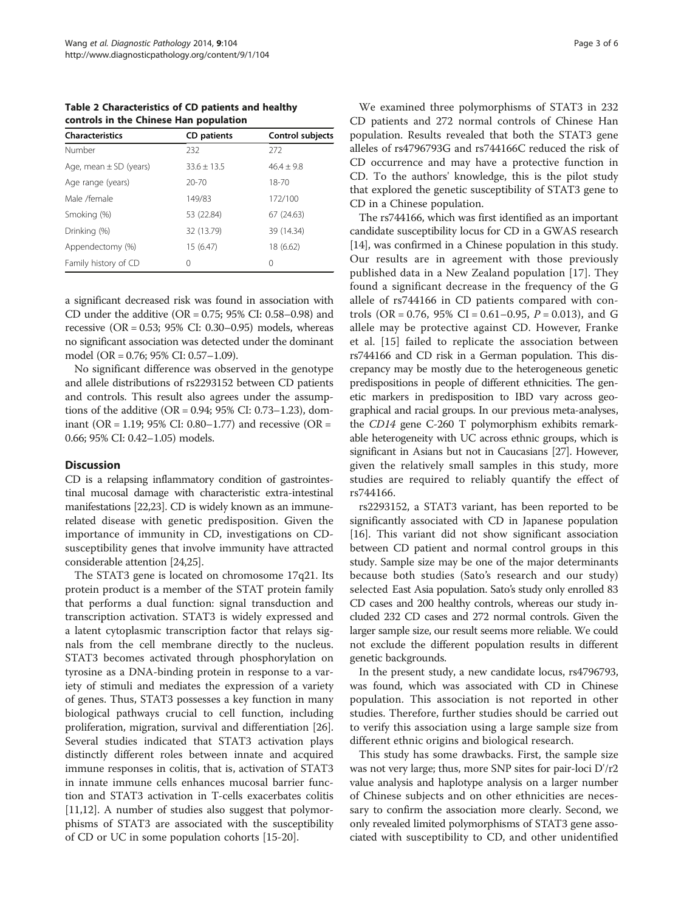**Table 2 Characteristics of CD patients and healthy controls in the Chinese Han population**

| Characteristics | CD patients | Control subjects |
|---|---|---|
| Number | 232 | 272 |
| Age, mean ± SD (years) | 33.6 ± 13.5 | 46.4 ± 9.8 |
| Age range (years) | 20-70 | 18-70 |
| Male /female | 149/83 | 172/100 |
| Smoking (%) | 53 (22.84) | 67 (24.63) |
| Drinking (%) | 32 (13.79) | 39 (14.34) |
| Appendectomy (%) | 15 (6.47) | 18 (6.62) |
| Family history of CD | 0 | 0 |

a significant decreased risk was found in association with CD under the additive (OR = 0.75; 95% CI: 0.58–0.98) and recessive (OR = 0.53; 95% CI: 0.30–0.95) models, whereas no significant association was detected under the dominant model (OR = 0.76; 95% CI: 0.57–1.09).

No significant difference was observed in the genotype and allele distributions of rs2293152 between CD patients and controls. This result also agrees under the assumptions of the additive (OR = 0.94; 95% CI: 0.73–1.23), dominant (OR = 1.19; 95% CI: 0.80–1.77) and recessive (OR = 0.66; 95% CI: 0.42–1.05) models.

## Discussion

CD is a relapsing inflammatory condition of gastrointestinal mucosal damage with characteristic extra-intestinal manifestations [22,23]. CD is widely known as an immune-related disease with genetic predisposition. Given the importance of immunity in CD, investigations on CD-susceptibility genes that involve immunity have attracted considerable attention [24,25].

The STAT3 gene is located on chromosome 17q21. Its protein product is a member of the STAT protein family that performs a dual function: signal transduction and transcription activation. STAT3 is widely expressed and a latent cytoplasmic transcription factor that relays signals from the cell membrane directly to the nucleus. STAT3 becomes activated through phosphorylation on tyrosine as a DNA-binding protein in response to a variety of stimuli and mediates the expression of a variety of genes. Thus, STAT3 possesses a key function in many biological pathways crucial to cell function, including proliferation, migration, survival and differentiation [26]. Several studies indicated that STAT3 activation plays distinctly different roles between innate and acquired immune responses in colitis, that is, activation of STAT3 in innate immune cells enhances mucosal barrier function and STAT3 activation in T-cells exacerbates colitis [11,12]. A number of studies also suggest that polymorphisms of STAT3 are associated with the susceptibility of CD or UC in some population cohorts [15-20].

We examined three polymorphisms of STAT3 in 232 CD patients and 272 normal controls of Chinese Han population. Results revealed that both the STAT3 gene alleles of rs4796793G and rs744166C reduced the risk of CD occurrence and may have a protective function in CD. To the authors' knowledge, this is the pilot study that explored the genetic susceptibility of STAT3 gene to CD in a Chinese population.

The rs744166, which was first identified as an important candidate susceptibility locus for CD in a GWAS research [14], was confirmed in a Chinese population in this study. Our results are in agreement with those previously published data in a New Zealand population [17]. They found a significant decrease in the frequency of the G allele of rs744166 in CD patients compared with controls (OR = 0.76, 95% CI = 0.61–0.95, $P = 0.013$), and G allele may be protective against CD. However, Franke et al. [15] failed to replicate the association between rs744166 and CD risk in a German population. This discrepancy may be mostly due to the heterogeneous genetic predispositions in people of different ethnicities. The genetic markers in predisposition to IBD vary across geographical and racial groups. In our previous meta-analyses, the *CD14* gene C-260 T polymorphism exhibits remarkable heterogeneity with UC across ethnic groups, which is significant in Asians but not in Caucasians [27]. However, given the relatively small samples in this study, more studies are required to reliably quantify the effect of rs744166.

rs2293152, a STAT3 variant, has been reported to be significantly associated with CD in Japanese population [16]. This variant did not show significant association between CD patient and normal control groups in this study. Sample size may be one of the major determinants because both studies (Sato's research and our study) selected East Asia population. Sato's study only enrolled 83 CD cases and 200 healthy controls, whereas our study included 232 CD cases and 272 normal controls. Given the larger sample size, our result seems more reliable. We could not exclude the different population results in different genetic backgrounds.

In the present study, a new candidate locus, rs4796793, was found, which was associated with CD in Chinese population. This association is not reported in other studies. Therefore, further studies should be carried out to verify this association using a large sample size from different ethnic origins and biological research.

This study has some drawbacks. First, the sample size was not very large; thus, more SNP sites for pair-loci D'/r2 value analysis and haplotype analysis on a larger number of Chinese subjects and on other ethnicities are necessary to confirm the association more clearly. Second, we only revealed limited polymorphisms of STAT3 gene associated with susceptibility to CD, and other unidentified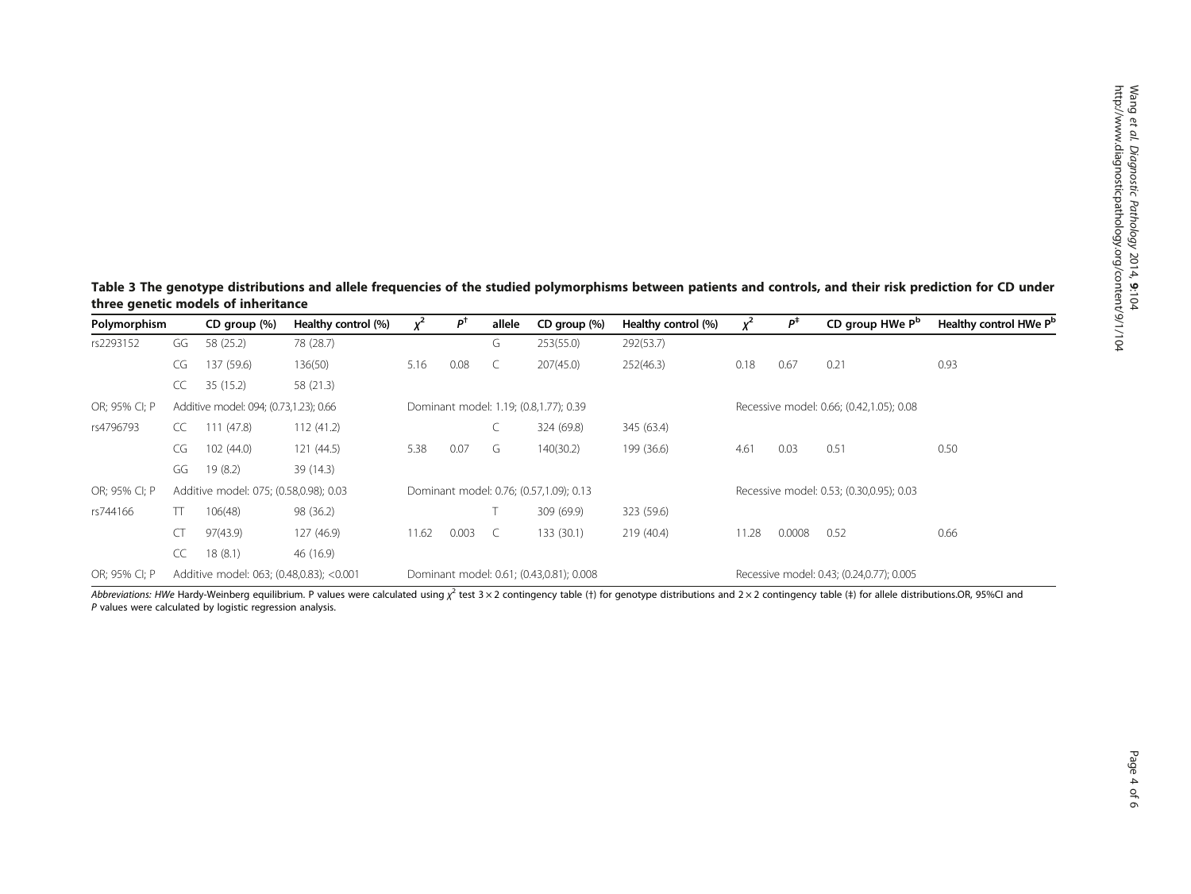**Table 3 The genotype distributions and allele frequencies of the studied polymorphisms between patients and controls, and their risk prediction for CD under three genetic models of inheritance**

| Polymorphism | | CD group (%) | Healthy control (%) | $\chi^2$ | $P^{\dagger}$ | allele | CD group (%) | Healthy control (%) | $\chi^2$ | $P^{\ddagger}$ | CD group HWe $P^b$ | Healthy control HWe $P^b$ |
|---|---|---|---|---|---|---|---|---|---|---|---|---|
| rs2293152 | GG | 58 (25.2) | 78 (28.7) | | | G | 253(55.0) | 292(53.7) | | | | |
| | CG | 137 (59.6) | 136(50) | 5.16 | 0.08 | C | 207(45.0) | 252(46.3) | 0.18 | 0.67 | 0.21 | 0.93 |
| | CC | 35 (15.2) | 58 (21.3) | | | | | | | | | |
| OR; 95% CI; P | Additive model: 094; (0.73,1.23); 0.66 | | | Dominant model: 1.19; (0.8,1.77); 0.39 | | | | | Recessive model: 0.66; (0.42,1.05); 0.08 | | | |
| rs4796793 | CC | 111 (47.8) | 112 (41.2) | | | C | 324 (69.8) | 345 (63.4) | | | | |
| | CG | 102 (44.0) | 121 (44.5) | 5.38 | 0.07 | G | 140(30.2) | 199 (36.6) | 4.61 | 0.03 | 0.51 | 0.50 |
| | GG | 19 (8.2) | 39 (14.3) | | | | | | | | | |
| OR; 95% CI; P | Additive model: 075; (0.58,0.98); 0.03 | | | Dominant model: 0.76; (0.57,1.09); 0.13 | | | | | Recessive model: 0.53; (0.30,0.95); 0.03 | | | |
| rs744166 | TT | 106(48) | 98 (36.2) | | | T | 309 (69.9) | 323 (59.6) | | | | |
| | CT | 97(43.9) | 127 (46.9) | 11.62 | 0.003 | C | 133 (30.1) | 219 (40.4) | 11.28 | 0.0008 | 0.52 | 0.66 |
| | CC | 18 (8.1) | 46 (16.9) | | | | | | | | | |
| OR; 95% CI; P | Additive model: 063; (0.48,0.83); <0.001 | | | Dominant model: 0.61; (0.43,0.81); 0.008 | | | | | Recessive model: 0.43; (0.24,0.77); 0.005 | | | |

*Abbreviations: HWe* Hardy-Weinberg equilibrium. P values were calculated using $\chi^2$ test 3 × 2 contingency table (†) for genotype distributions and 2 × 2 contingency table (‡) for allele distributions.OR, 95%CI and *P* values were calculated by logistic regression analysis.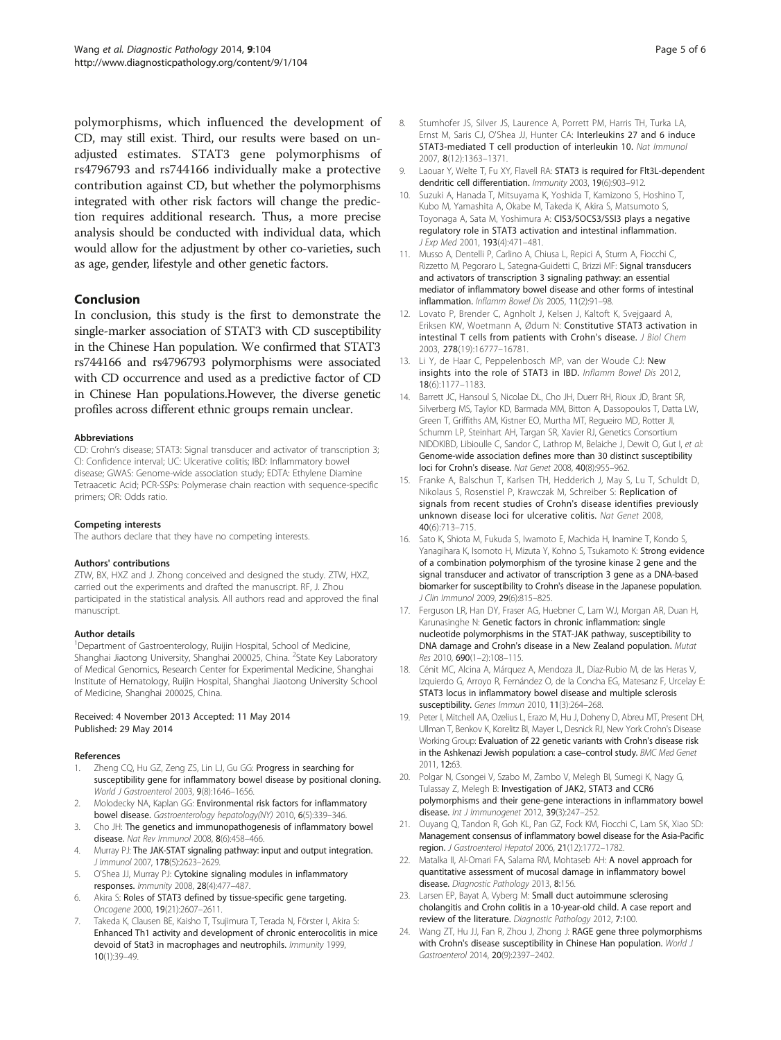polymorphisms, which influenced the development of CD, may still exist. Third, our results were based on unadjusted estimates. STAT3 gene polymorphisms of rs4796793 and rs744166 individually make a protective contribution against CD, but whether the polymorphisms integrated with other risk factors will change the prediction requires additional research. Thus, a more precise analysis should be conducted with individual data, which would allow for the adjustment by other co-varieties, such as age, gender, lifestyle and other genetic factors.

## Conclusion

In conclusion, this study is the first to demonstrate the single-marker association of STAT3 with CD susceptibility in the Chinese Han population. We confirmed that STAT3 rs744166 and rs4796793 polymorphisms were associated with CD occurrence and used as a predictive factor of CD in Chinese Han populations.However, the diverse genetic profiles across different ethnic groups remain unclear.

#### Abbreviations

CD: Crohn's disease; STAT3: Signal transducer and activator of transcription 3; CI: Confidence interval; UC: Ulcerative colitis; IBD: Inflammatory bowel disease; GWAS: Genome-wide association study; EDTA: Ethylene Diamine Tetraacetic Acid; PCR-SSPs: Polymerase chain reaction with sequence-specific primers; OR: Odds ratio.

#### Competing interests

The authors declare that they have no competing interests.

#### Authors' contributions

ZTW, BX, HXZ and J. Zhong conceived and designed the study. ZTW, HXZ, carried out the experiments and drafted the manuscript. RF, J. Zhou participated in the statistical analysis. All authors read and approved the final manuscript.

#### Author details

[1]Department of Gastroenterology, Ruijin Hospital, School of Medicine, Shanghai Jiaotong University, Shanghai 200025, China. [2]State Key Laboratory of Medical Genomics, Research Center for Experimental Medicine, Shanghai Institute of Hematology, Ruijin Hospital, Shanghai Jiaotong University School of Medicine, Shanghai 200025, China.

Received: 4 November 2013 Accepted: 11 May 2014
Published: 29 May 2014

#### References

1. Zheng CQ, Hu GZ, Zeng ZS, Lin LJ, Gu GG: Progress in searching for susceptibility gene for inflammatory bowel disease by positional cloning. *World J Gastroenterol* 2003, 9(8):1646–1656.
2. Molodecky NA, Kaplan GG: Environmental risk factors for inflammatory bowel disease. *Gastroenterology hepatology(NY)* 2010, 6(5):339–346.
3. Cho JH: The genetics and immunopathogenesis of inflammatory bowel disease. *Nat Rev Immunol* 2008, 8(6):458–466.
4. Murray PJ: The JAK-STAT signaling pathway: input and output integration. *J Immunol* 2007, 178(5):2623–2629.
5. O'Shea JJ, Murray PJ: Cytokine signaling modules in inflammatory responses. *Immunity* 2008, 28(4):477–487.
6. Akira S: Roles of STAT3 defined by tissue-specific gene targeting. *Oncogene* 2000, 19(21):2607–2611.
7. Takeda K, Clausen BE, Kaisho T, Tsujimura T, Terada N, Förster I, Akira S: Enhanced Th1 activity and development of chronic enterocolitis in mice devoid of Stat3 in macrophages and neutrophils. *Immunity* 1999, 10(1):39–49.
8. Stumhofer JS, Silver JS, Laurence A, Porrett PM, Harris TH, Turka LA, Ernst M, Saris CJ, O'Shea JJ, Hunter CA: Interleukins 27 and 6 induce STAT3-mediated T cell production of interleukin 10. *Nat Immunol* 2007, 8(12):1363–1371.
9. Laouar Y, Welte T, Fu XY, Flavell RA: STAT3 is required for Flt3L-dependent dendritic cell differentiation. *Immunity* 2003, 19(6):903–912.
10. Suzuki A, Hanada T, Mitsuyama K, Yoshida T, Kamizono S, Hoshino T, Kubo M, Yamashita A, Okabe M, Takeda K, Akira S, Matsumoto S, Toyonaga A, Sata M, Yoshimura A: CIS3/SOCS3/SSI3 plays a negative regulatory role in STAT3 activation and intestinal inflammation. *J Exp Med* 2001, 193(4):471–481.
11. Musso A, Dentelli P, Carlino A, Chiusa L, Repici A, Sturm A, Fiocchi C, Rizzetto M, Pegoraro L, Sategna-Guidetti C, Brizzi MF: Signal transducers and activators of transcription 3 signaling pathway: an essential mediator of inflammatory bowel disease and other forms of intestinal inflammation. *Inflamm Bowel Dis* 2005, 11(2):91–98.
12. Lovato P, Brender C, Agnholt J, Kelsen J, Kaltoft K, Svejgaard A, Eriksen KW, Woetmann A, Ødum N: Constitutive STAT3 activation in intestinal T cells from patients with Crohn's disease. *J Biol Chem* 2003, 278(19):16777–16781.
13. Li Y, de Haar C, Peppelenbosch MP, van der Woude CJ: New insights into the role of STAT3 in IBD. *Inflamm Bowel Dis* 2012, 18(6):1177–1183.
14. Barrett JC, Hansoul S, Nicolae DL, Cho JH, Duerr RH, Rioux JD, Brant SR, Silverberg MS, Taylor KD, Barmada MM, Bitton A, Dassopoulos T, Datta LW, Green T, Griffiths AM, Kistner EO, Murtha MT, Regueiro MD, Rotter JI, Schumm LP, Steinhart AH, Targan SR, Xavier RJ, Genetics Consortium NIDDKIBD, Libioulle C, Sandor C, Lathrop M, Belaiche J, Dewit O, Gut I, *et al*: Genome-wide association defines more than 30 distinct susceptibility loci for Crohn's disease. *Nat Genet* 2008, 40(8):955–962.
15. Franke A, Balschun T, Karlsen TH, Hedderich J, May S, Lu T, Schuldt D, Nikolaus S, Rosenstiel P, Krawczak M, Schreiber S: Replication of signals from recent studies of Crohn's disease identifies previously unknown disease loci for ulcerative colitis. *Nat Genet* 2008, 40(6):713–715.
16. Sato K, Shiota M, Fukuda S, Iwamoto E, Machida H, Inamine T, Kondo S, Yanagihara K, Isomoto H, Mizuta Y, Kohno S, Tsukamoto K: Strong evidence of a combination polymorphism of the tyrosine kinase 2 gene and the signal transducer and activator of transcription 3 gene as a DNA-based biomarker for susceptibility to Crohn's disease in the Japanese population. *J Clin Immunol* 2009, 29(6):815–825.
17. Ferguson LR, Han DY, Fraser AG, Huebner C, Lam WJ, Morgan AR, Duan H, Karunasinghe N: Genetic factors in chronic inflammation: single nucleotide polymorphisms in the STAT-JAK pathway, susceptibility to DNA damage and Crohn's disease in a New Zealand population. *Mutat Res* 2010, 690(1–2):108–115.
18. Cénit MC, Alcina A, Márquez A, Mendoza JL, Díaz-Rubio M, de las Heras V, Izquierdo G, Arroyo R, Fernández O, de la Concha EG, Matesanz F, Urcelay E: STAT3 locus in inflammatory bowel disease and multiple sclerosis susceptibility. *Genes Immun* 2010, 11(3):264–268.
19. Peter I, Mitchell AA, Ozelius L, Erazo M, Hu J, Doheny D, Abreu MT, Present DH, Ullman T, Benkov K, Korelitz BI, Mayer L, Desnick RJ, New York Crohn's Disease Working Group: Evaluation of 22 genetic variants with Crohn's disease risk in the Ashkenazi Jewish population: a case–control study. *BMC Med Genet* 2011, 12:63.
20. Polgar N, Csongei V, Szabo M, Zambo V, Melegh BI, Sumegi K, Nagy G, Tulassay Z, Melegh B: Investigation of JAK2, STAT3 and CCR6 polymorphisms and their gene-gene interactions in inflammatory bowel disease. *Int J Immunogenet* 2012, 39(3):247–252.
21. Ouyang Q, Tandon R, Goh KL, Pan GZ, Fock KM, Fiocchi C, Lam SK, Xiao SD: Management consensus of inflammatory bowel disease for the Asia-Pacific region. *J Gastroenterol Hepatol* 2006, 21(12):1772–1782.
22. Matalka II, Al-Omari FA, Salama RM, Mohtaseb AH: A novel approach for quantitative assessment of mucosal damage in inflammatory bowel disease. *Diagnostic Pathology* 2013, 8:156.
23. Larsen EP, Bayat A, Vyberg M: Small duct autoimmune sclerosing cholangitis and Crohn colitis in a 10-year-old child. A case report and review of the literature. *Diagnostic Pathology* 2012, 7:100.
24. Wang ZT, Hu JJ, Fan R, Zhou J, Zhong J: RAGE gene three polymorphisms with Crohn's disease susceptibility in Chinese Han population. *World J Gastroenterol* 2014, 20(9):2397–2402.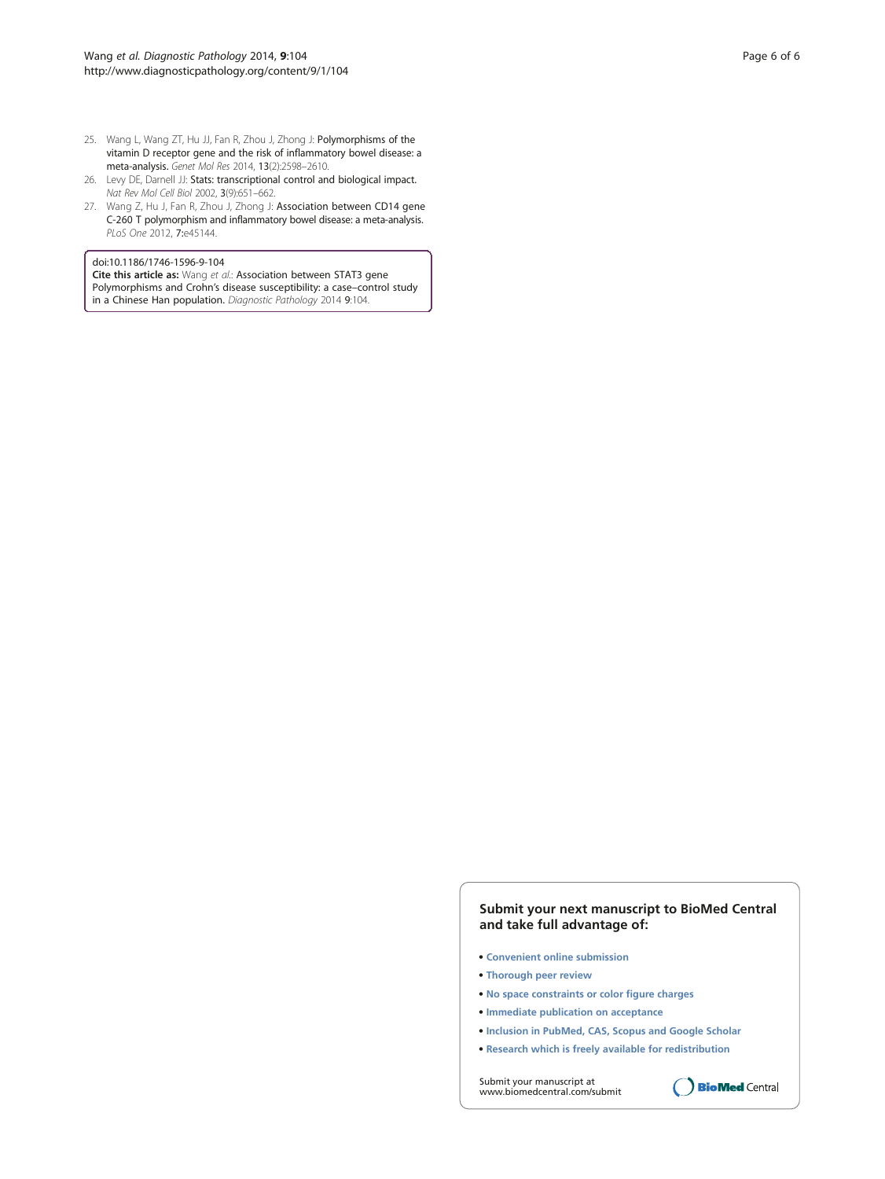25. Wang L, Wang ZT, Hu JJ, Fan R, Zhou J, Zhong J: **Polymorphisms of the vitamin D receptor gene and the risk of inflammatory bowel disease: a meta-analysis.** *Genet Mol Res* 2014, **13**(2):2598–2610.
26. Levy DE, Darnell JJ: **Stats: transcriptional control and biological impact.** *Nat Rev Mol Cell Biol* 2002, **3**(9):651–662.
27. Wang Z, Hu J, Fan R, Zhou J, Zhong J: **Association between CD14 gene C-260 T polymorphism and inflammatory bowel disease: a meta-analysis.** *PLoS One* 2012, **7**:e45144.

doi:10.1186/1746-1596-9-104
**Cite this article as:** Wang *et al.*: Association between STAT3 gene Polymorphisms and Crohn's disease susceptibility: a case–control study in a Chinese Han population. *Diagnostic Pathology* 2014 **9**:104.

**Submit your next manuscript to BioMed Central and take full advantage of:**

- **Convenient online submission**
- **Thorough peer review**
- **No space constraints or color figure charges**
- **Immediate publication on acceptance**
- **Inclusion in PubMed, CAS, Scopus and Google Scholar**
- **Research which is freely available for redistribution**

Submit your manuscript at
www.biomedcentral.com/submit

BioMed Central